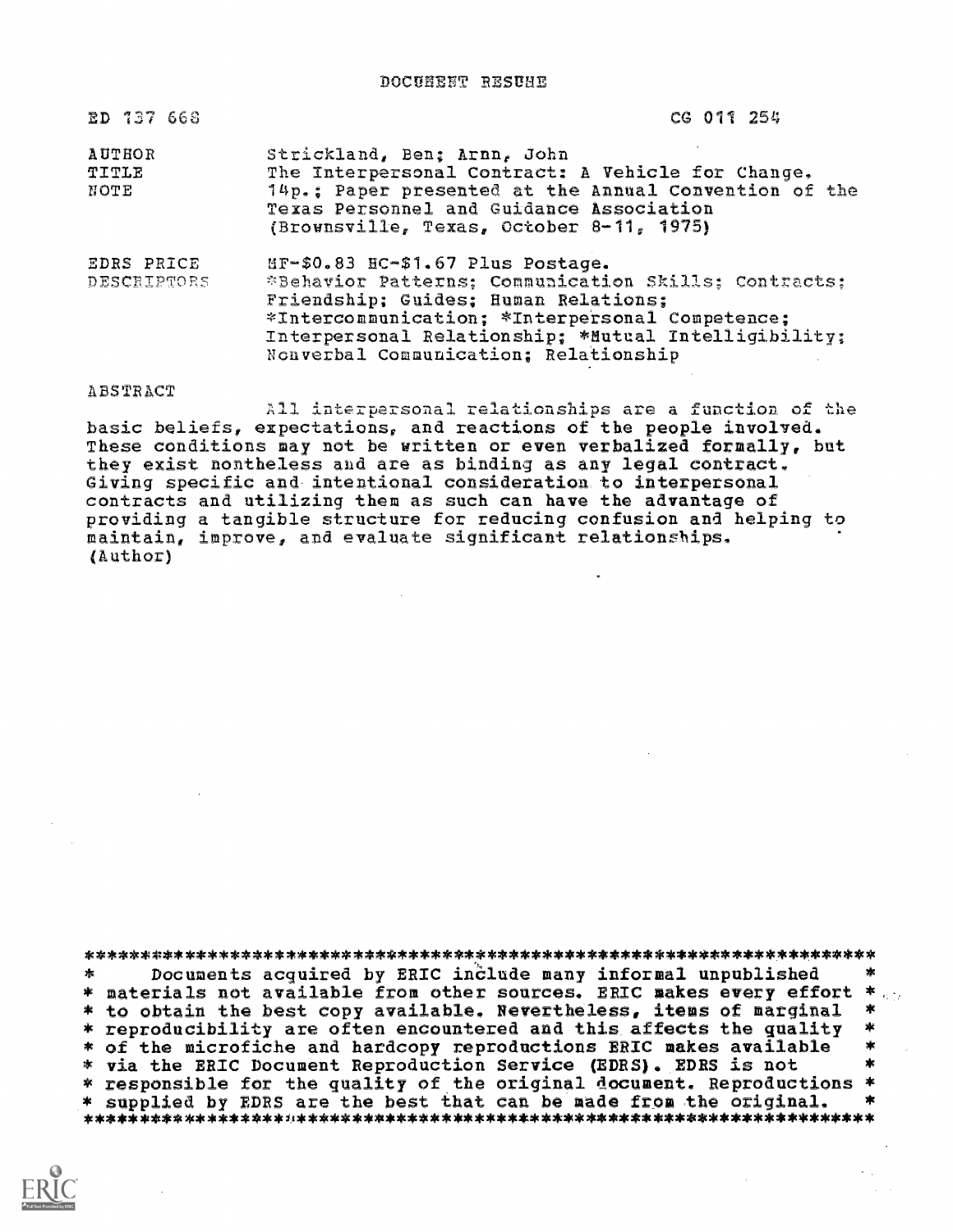DOCUMENT RESUME

| | |
|---|---|
| ED 137 668 | CG 011 254 |
| AUTHOR | Strickland, Ben; Arnn, John |
| TITLE | The Interpersonal Contract: A Vehicle for Change. |
| NOTE | 14p.; Paper presented at the Annual Convention of the Texas Personnel and Guidance Association (Brownsville, Texas, October 8-11, 1975) |
| EDRS PRICE | MF-$0.83 HC-$1.67 Plus Postage. |
| DESCRIPTORS | *Behavior Patterns; Communication Skills; Contracts; Friendship; Guides; Human Relations; *Intercommunication; *Interpersonal Competence; Interpersonal Relationship; *Mutual Intelligibility; Nonverbal Communication; Relationship |

ABSTRACT

All interpersonal relationships are a function of the basic beliefs, expectations, and reactions of the people involved. These conditions may not be written or even verbalized formally, but they exist nontheless and are as binding as any legal contract. Giving specific and intentional consideration to interpersonal contracts and utilizing them as such can have the advantage of providing a tangible structure for reducing confusion and helping to maintain, improve, and evaluate significant relationships. (Author)

***********************************************************************
* Documents acquired by ERIC include many informal unpublished *
* materials not available from other sources. ERIC makes every effort *
* to obtain the best copy available. Nevertheless, items of marginal *
* reproducibility are often encountered and this affects the quality *
* of the microfiche and hardcopy reproductions ERIC makes available *
* via the ERIC Document Reproduction Service (EDRS). EDRS is not *
* responsible for the quality of the original document. Reproductions *
* supplied by EDRS are the best that can be made from the original. *
***********************************************************************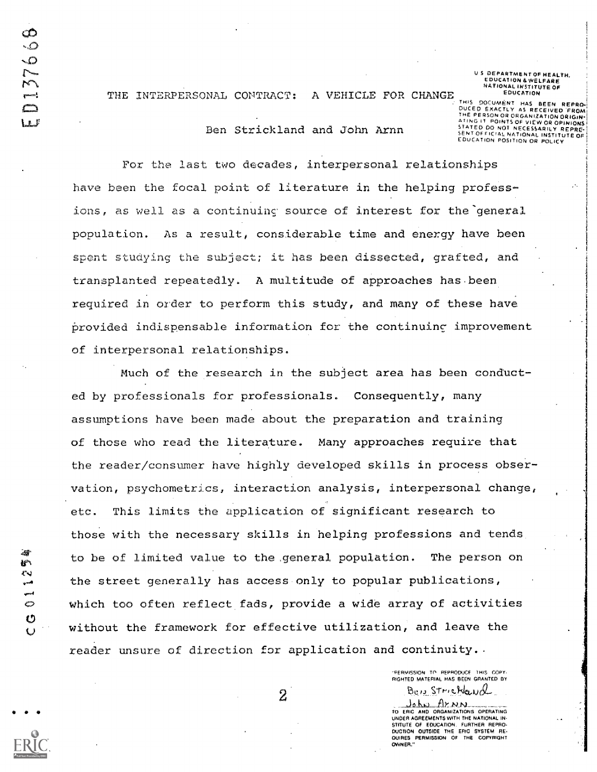# THE INTERPERSONAL CONTRACT: A VEHICLE FOR CHANGE

Ben Strickland and John Arnn

For the last two decades, interpersonal relationships have been the focal point of literature in the helping professions, as well as a continuing source of interest for the general population. As a result, considerable time and energy have been spent studying the subject; it has been dissected, grafted, and transplanted repeatedly. A multitude of approaches has been required in order to perform this study, and many of these have provided indispensable information for the continuing improvement of interpersonal relationships.

Much of the research in the subject area has been conducted by professionals for professionals. Consequently, many assumptions have been made about the preparation and training of those who read the literature. Many approaches require that the reader/consumer have highly developed skills in process observation, psychometrics, interaction analysis, interpersonal change, etc. This limits the application of significant research to those with the necessary skills in helping professions and tends to be of limited value to the general population. The person on the street generally has access only to popular publications, which too often reflect fads, provide a wide array of activities without the framework for effective utilization, and leave the reader unsure of direction for application and continuity.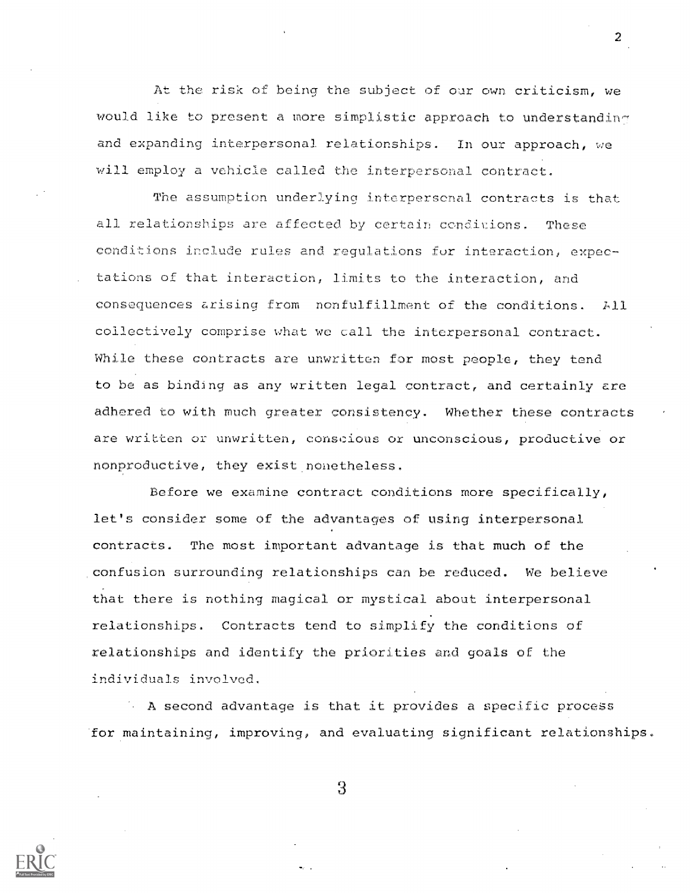At the risk of being the subject of our own criticism, we would like to present a more simplistic approach to understanding and expanding interpersonal relationships. In our approach, we will employ a vehicle called the interpersonal contract.

The assumption underlying interpersonal contracts is that all relationships are affected by certain conditions. These conditions include rules and regulations for interaction, expectations of that interaction, limits to the interaction, and consequences arising from nonfulfillment of the conditions. All collectively comprise what we call the interpersonal contract. While these contracts are unwritten for most people, they tend to be as binding as any written legal contract, and certainly are adhered to with much greater consistency. Whether these contracts are written or unwritten, conscious or unconscious, productive or nonproductive, they exist nonetheless.

Before we examine contract conditions more specifically, let's consider some of the advantages of using interpersonal contracts. The most important advantage is that much of the confusion surrounding relationships can be reduced. We believe that there is nothing magical or mystical about interpersonal relationships. Contracts tend to simplify the conditions of relationships and identify the priorities and goals of the individuals involved.

A second advantage is that it provides a specific process for maintaining, improving, and evaluating significant relationships.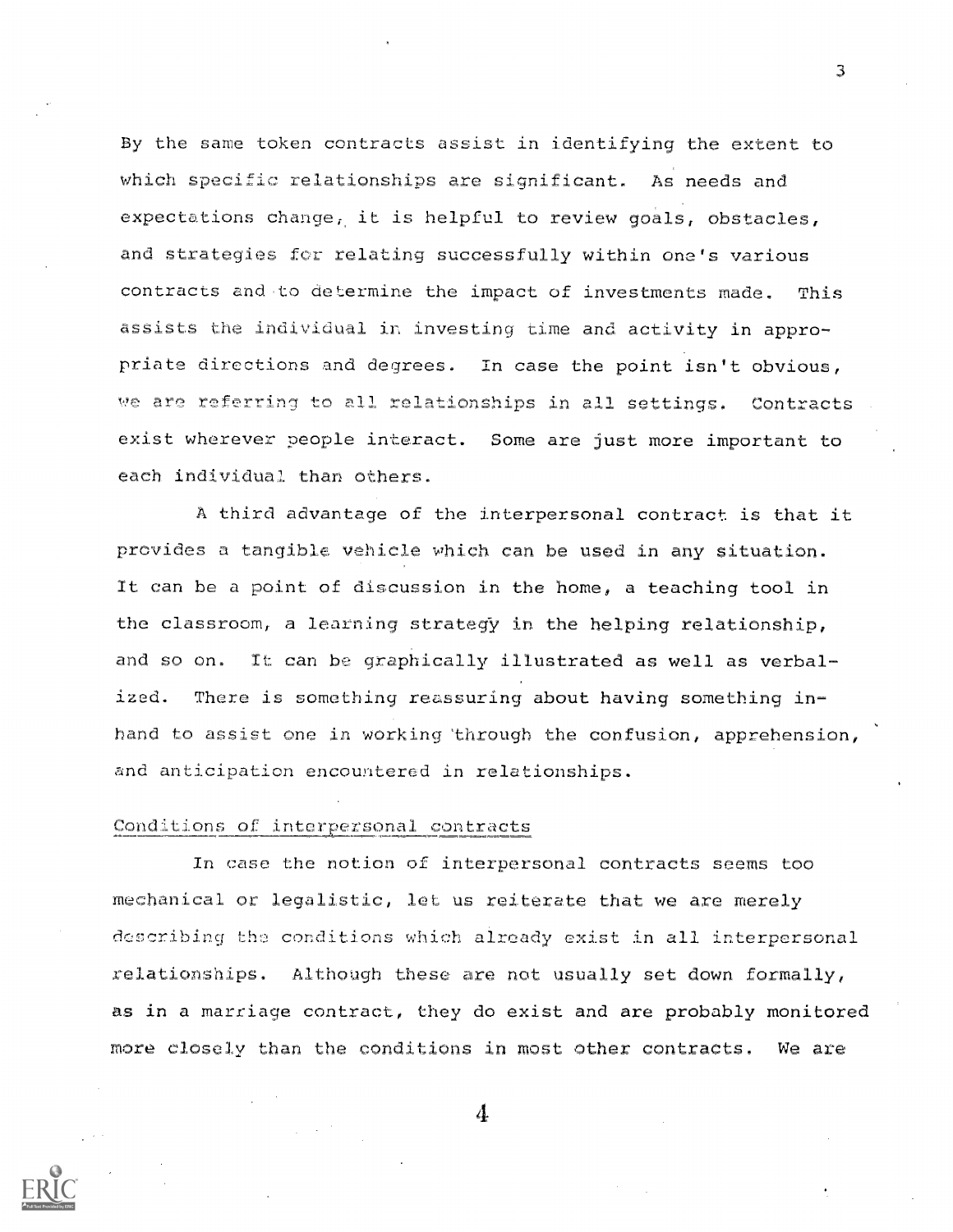By the same token contracts assist in identifying the extent to which specific relationships are significant. As needs and expectations change, it is helpful to review goals, obstacles, and strategies for relating successfully within one's various contracts and to determine the impact of investments made. This assists the individual in investing time and activity in appropriate directions and degrees. In case the point isn't obvious, we are referring to all relationships in all settings. Contracts exist wherever people interact. Some are just more important to each individual than others.

A third advantage of the interpersonal contract is that it provides a tangible vehicle which can be used in any situation. It can be a point of discussion in the home, a teaching tool in the classroom, a learning strategy in the helping relationship, and so on. It can be graphically illustrated as well as verbalized. There is something reassuring about having something in-hand to assist one in working through the confusion, apprehension, and anticipation encountered in relationships.

## Conditions of interpersonal contracts

In case the notion of interpersonal contracts seems too mechanical or legalistic, let us reiterate that we are merely describing the conditions which already exist in all interpersonal relationships. Although these are not usually set down formally, as in a marriage contract, they do exist and are probably monitored more closely than the conditions in most other contracts. We are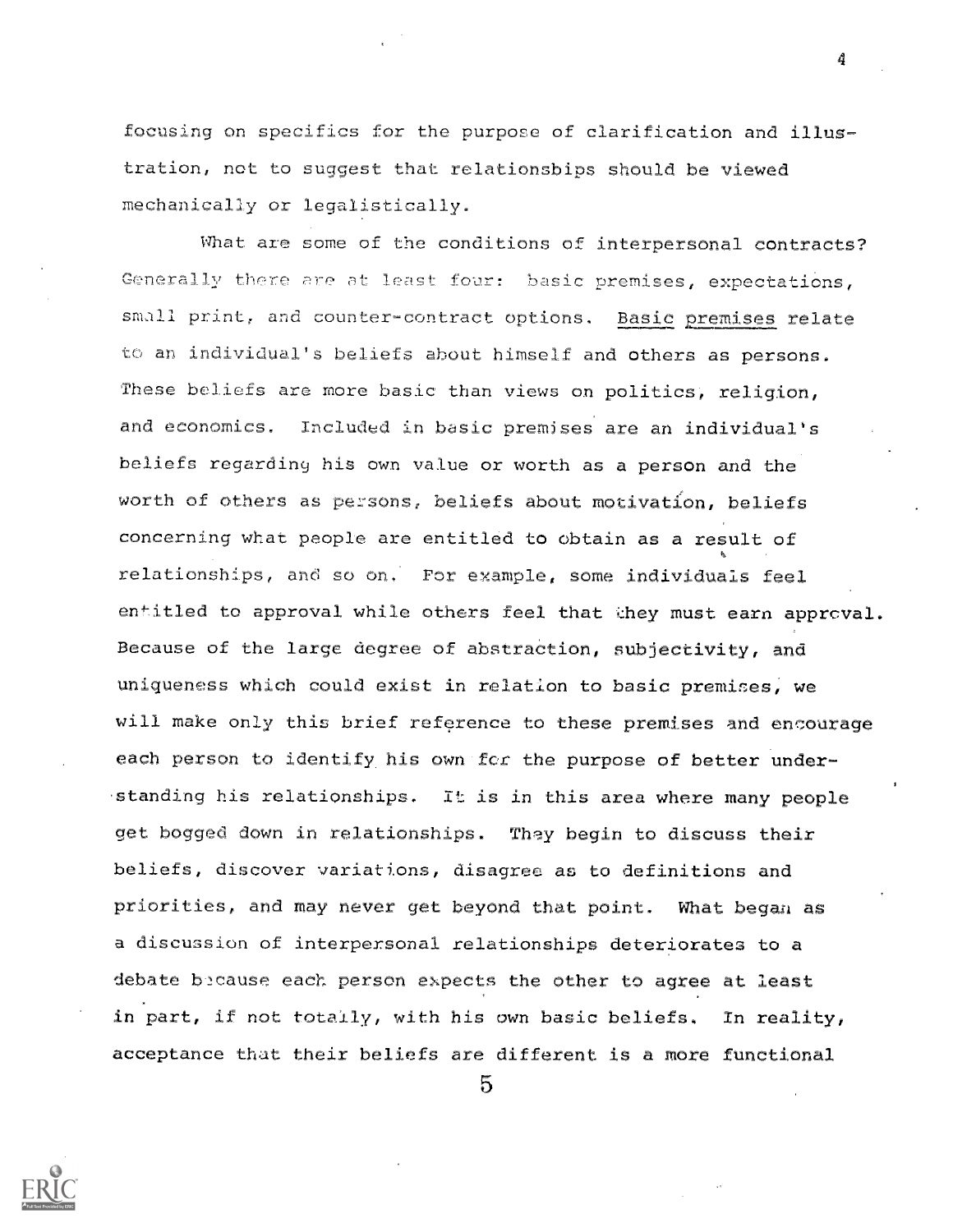focusing on specifics for the purpose of clarification and illustration, not to suggest that relationsbips should be viewed mechanically or legalistically.

What are some of the conditions of interpersonal contracts? Generally there are at least four: basic premises, expectations, small print, and counter-contract options. Basic premises relate to an individual's beliefs about himself and others as persons. These beliefs are more basic than views on politics, religion, and economics. Included in basic premises are an individual's beliefs regarding his own value or worth as a person and the worth of others as persons, beliefs about motivation, beliefs concerning what people are entitled to obtain as a result of relationships, and so on. For example, some individuals feel entitled to approval while others feel that they must earn approval. Because of the large degree of abstraction, subjectivity, and uniqueness which could exist in relation to basic premises, we will make only this brief reference to these premises and encourage each person to identify his own for the purpose of better understanding his relationships. It is in this area where many people get bogged down in relationships. They begin to discuss their beliefs, discover variations, disagree as to definitions and priorities, and may never get beyond that point. What began as a discussion of interpersonal relationships deteriorates to a debate because each person expects the other to agree at least in part, if not totally, with his own basic beliefs. In reality, acceptance that their beliefs are different is a more functional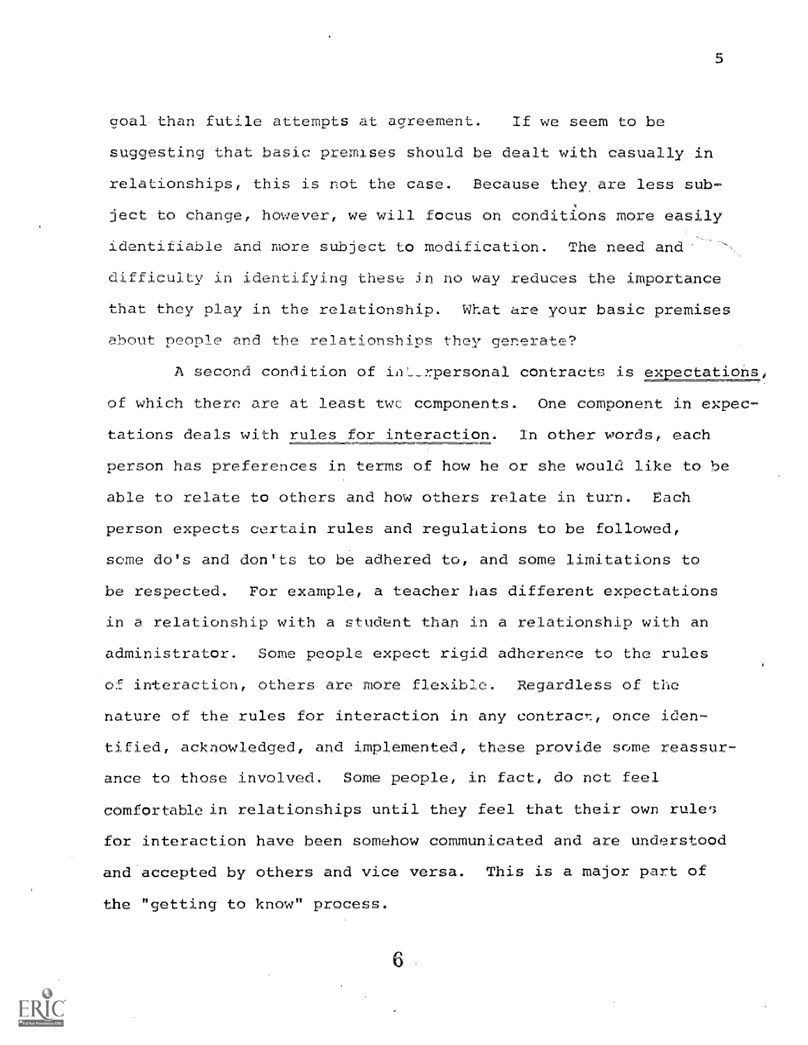goal than futile attempts at agreement. If we seem to be suggesting that basic premises should be dealt with casually in relationships, this is not the case. Because they are less subject to change, however, we will focus on conditions more easily identifiable and more subject to modification. The need and difficulty in identifying these in no way reduces the importance that they play in the relationship. What are your basic premises about people and the relationships they generate?

A second condition of interpersonal contracts is <u>expectations</u>, of which there are at least two components. One component in expectations deals with <u>rules for interaction</u>. In other words, each person has preferences in terms of how he or she would like to be able to relate to others and how others relate in turn. Each person expects certain rules and regulations to be followed, some do's and don'ts to be adhered to, and some limitations to be respected. For example, a teacher has different expectations in a relationship with a student than in a relationship with an administrator. Some people expect rigid adherence to the rules of interaction, others are more flexible. Regardless of the nature of the rules for interaction in any contract, once identified, acknowledged, and implemented, these provide some reassurance to those involved. Some people, in fact, do not feel comfortable in relationships until they feel that their own rules for interaction have been somehow communicated and are understood and accepted by others and vice versa. This is a major part of the "getting to know" process.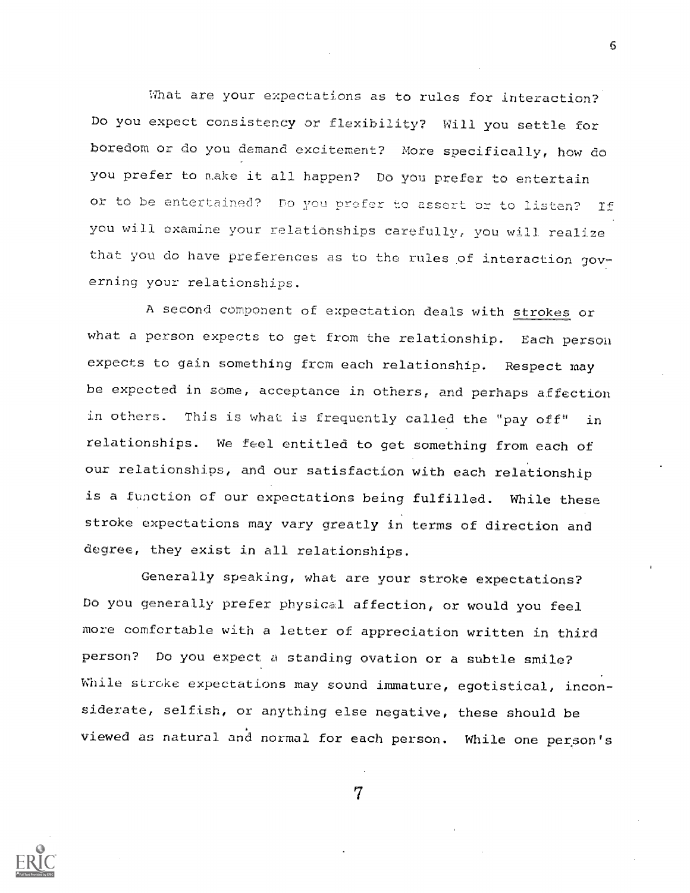What are your expectations as to rules for interaction? Do you expect consistency or flexibility? Will you settle for boredom or do you demand excitement? More specifically, how do you prefer to make it all happen? Do you prefer to entertain or to be entertained? Do you prefer to assert or to listen? If you will examine your relationships carefully, you will realize that you do have preferences as to the rules of interaction governing your relationships.

A second component of expectation deals with strokes or what a person expects to get from the relationship. Each person expects to gain something from each relationship. Respect may be expected in some, acceptance in others, and perhaps affection in others. This is what is frequently called the "pay off" in relationships. We feel entitled to get something from each of our relationships, and our satisfaction with each relationship is a function of our expectations being fulfilled. While these stroke expectations may vary greatly in terms of direction and degree, they exist in all relationships.

Generally speaking, what are your stroke expectations? Do you generally prefer physical affection, or would you feel more comfortable with a letter of appreciation written in third person? Do you expect a standing ovation or a subtle smile? While stroke expectations may sound immature, egotistical, inconsiderate, selfish, or anything else negative, these should be viewed as natural and normal for each person. While one person's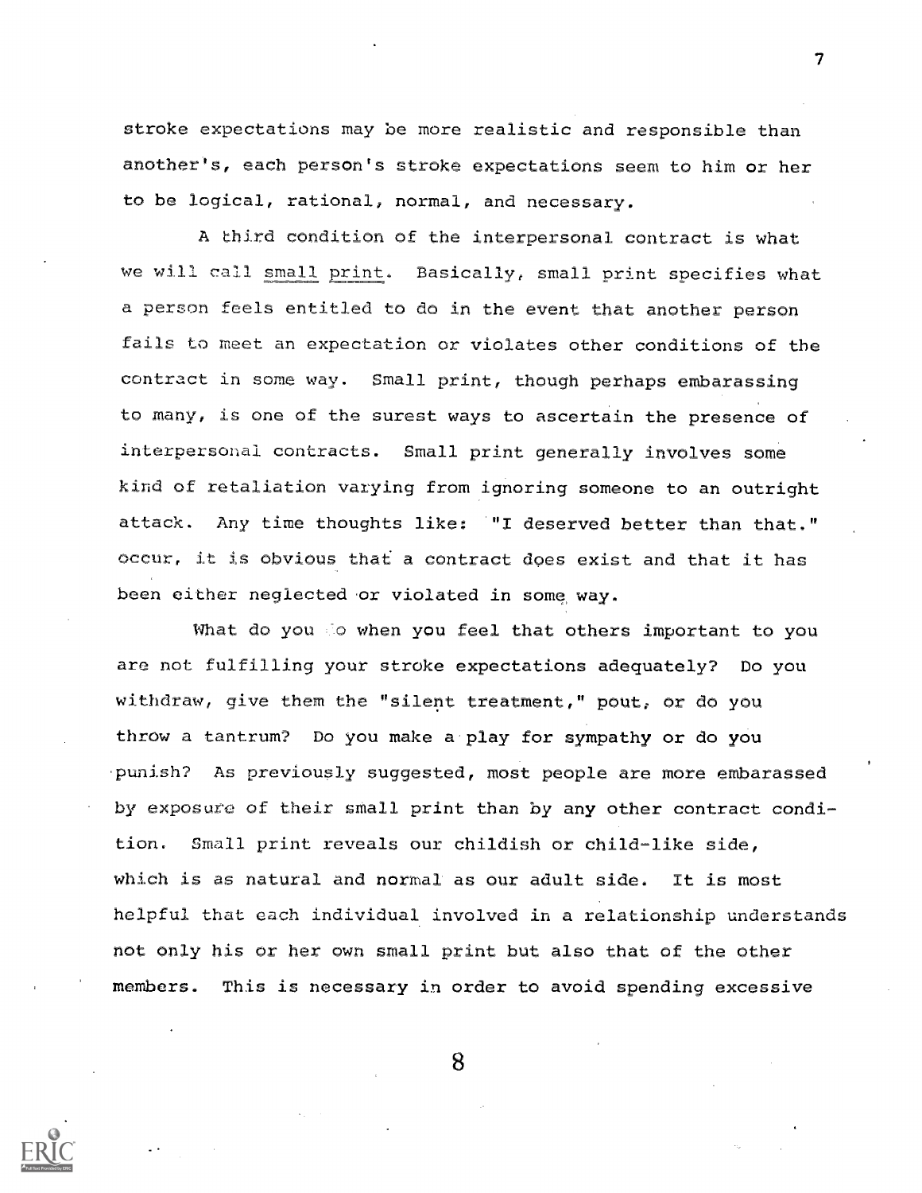stroke expectations may be more realistic and responsible than another's, each person's stroke expectations seem to him or her to be logical, rational, normal, and necessary.

A third condition of the interpersonal contract is what we will call small print. Basically, small print specifies what a person feels entitled to do in the event that another person fails to meet an expectation or violates other conditions of the contract in some way. Small print, though perhaps embarassing to many, is one of the surest ways to ascertain the presence of interpersonal contracts. Small print generally involves some kind of retaliation varying from ignoring someone to an outright attack. Any time thoughts like: "I deserved better than that." occur, it is obvious that a contract does exist and that it has been either neglected or violated in some way.

What do you do when you feel that others important to you are not fulfilling your stroke expectations adequately? Do you withdraw, give them the "silent treatment," pout, or do you throw a tantrum? Do you make a play for sympathy or do you punish? As previously suggested, most people are more embarassed by exposure of their small print than by any other contract condition. Small print reveals our childish or child-like side, which is as natural and normal as our adult side. It is most helpful that each individual involved in a relationship understands not only his or her own small print but also that of the other members. This is necessary in order to avoid spending excessive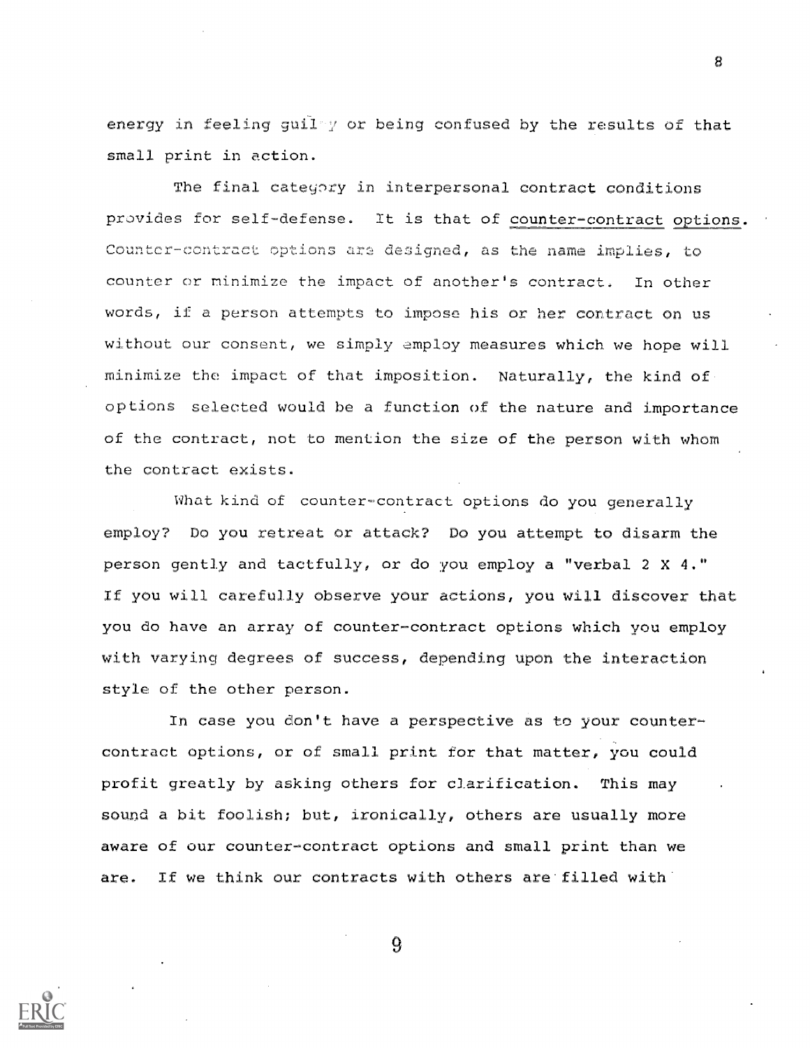energy in feeling guilty or being confused by the results of that small print in action.

The final category in interpersonal contract conditions provides for self-defense. It is that of <u>counter-contract options</u>. Counter-contract options are designed, as the name implies, to counter or minimize the impact of another's contract. In other words, if a person attempts to impose his or her contract on us without our consent, we simply employ measures which we hope will minimize the impact of that imposition. Naturally, the kind of options selected would be a function of the nature and importance of the contract, not to mention the size of the person with whom the contract exists.

What kind of counter-contract options do you generally employ? Do you retreat or attack? Do you attempt to disarm the person gently and tactfully, or do you employ a "verbal 2 X 4." If you will carefully observe your actions, you will discover that you do have an array of counter-contract options which you employ with varying degrees of success, depending upon the interaction style of the other person.

In case you don't have a perspective as to your counter-contract options, or of small print for that matter, you could profit greatly by asking others for clarification. This may sound a bit foolish; but, ironically, others are usually more aware of our counter-contract options and small print than we are. If we think our contracts with others are filled with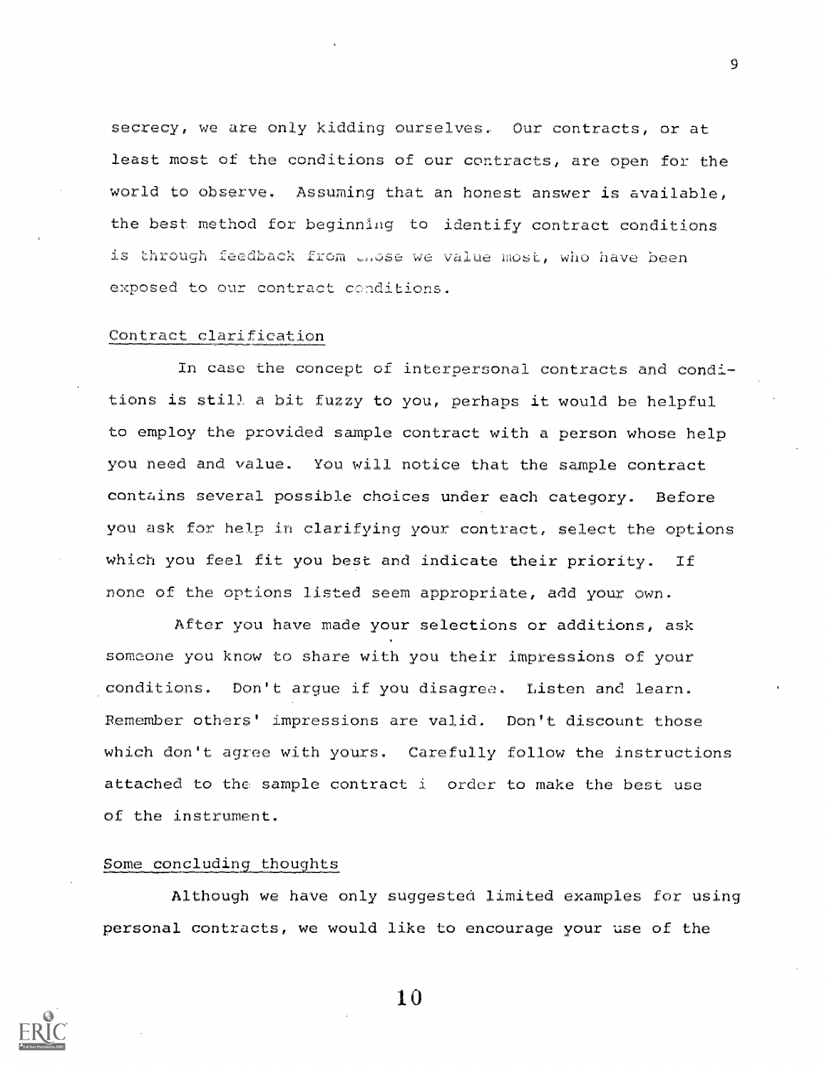secrecy, we are only kidding ourselves. Our contracts, or at least most of the conditions of our contracts, are open for the world to observe. Assuming that an honest answer is available, the best method for beginning to identify contract conditions is through feedback from those we value most, who have been exposed to our contract conditions.

## Contract clarification

In case the concept of interpersonal contracts and conditions is still a bit fuzzy to you, perhaps it would be helpful to employ the provided sample contract with a person whose help you need and value. You will notice that the sample contract contains several possible choices under each category. Before you ask for help in clarifying your contract, select the options which you feel fit you best and indicate their priority. If none of the options listed seem appropriate, add your own.

After you have made your selections or additions, ask someone you know to share with you their impressions of your conditions. Don't argue if you disagree. Listen and learn. Remember others' impressions are valid. Don't discount those which don't agree with yours. Carefully follow the instructions attached to the sample contract i order to make the best use of the instrument.

## Some concluding thoughts

Although we have only suggested limited examples for using personal contracts, we would like to encourage your use of the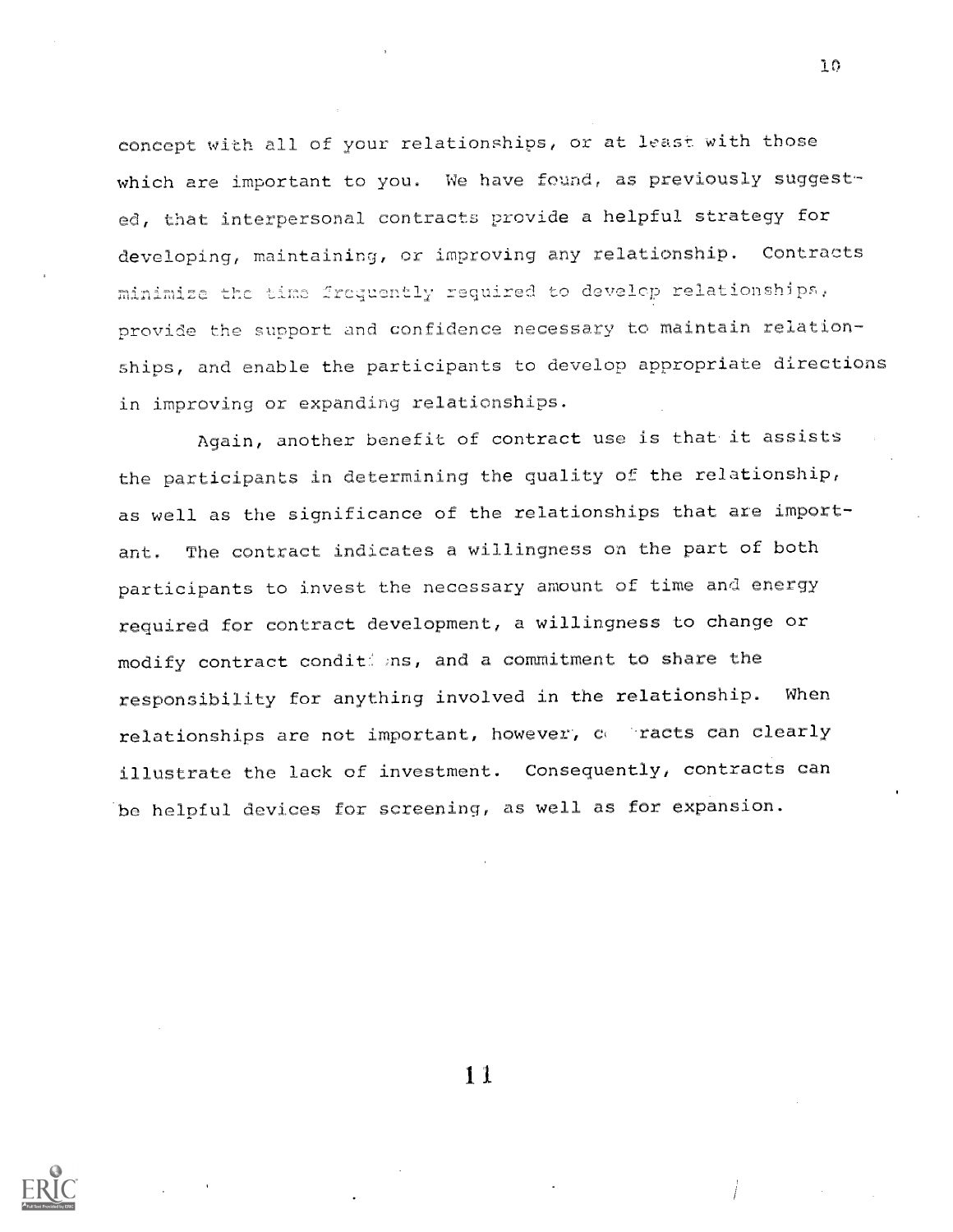concept with all of your relationships, or at least with those which are important to you. We have found, as previously suggested, that interpersonal contracts provide a helpful strategy for developing, maintaining, or improving any relationship. Contracts minimize the time frequently required to develop relationships, provide the support and confidence necessary to maintain relationships, and enable the participants to develop appropriate directions in improving or expanding relationships.

Again, another benefit of contract use is that it assists the participants in determining the quality of the relationship, as well as the significance of the relationships that are important. The contract indicates a willingness on the part of both participants to invest the necessary amount of time and energy required for contract development, a willingness to change or modify contract conditions, and a commitment to share the responsibility for anything involved in the relationship. When relationships are not important, however, contracts can clearly illustrate the lack of investment. Consequently, contracts can be helpful devices for screening, as well as for expansion.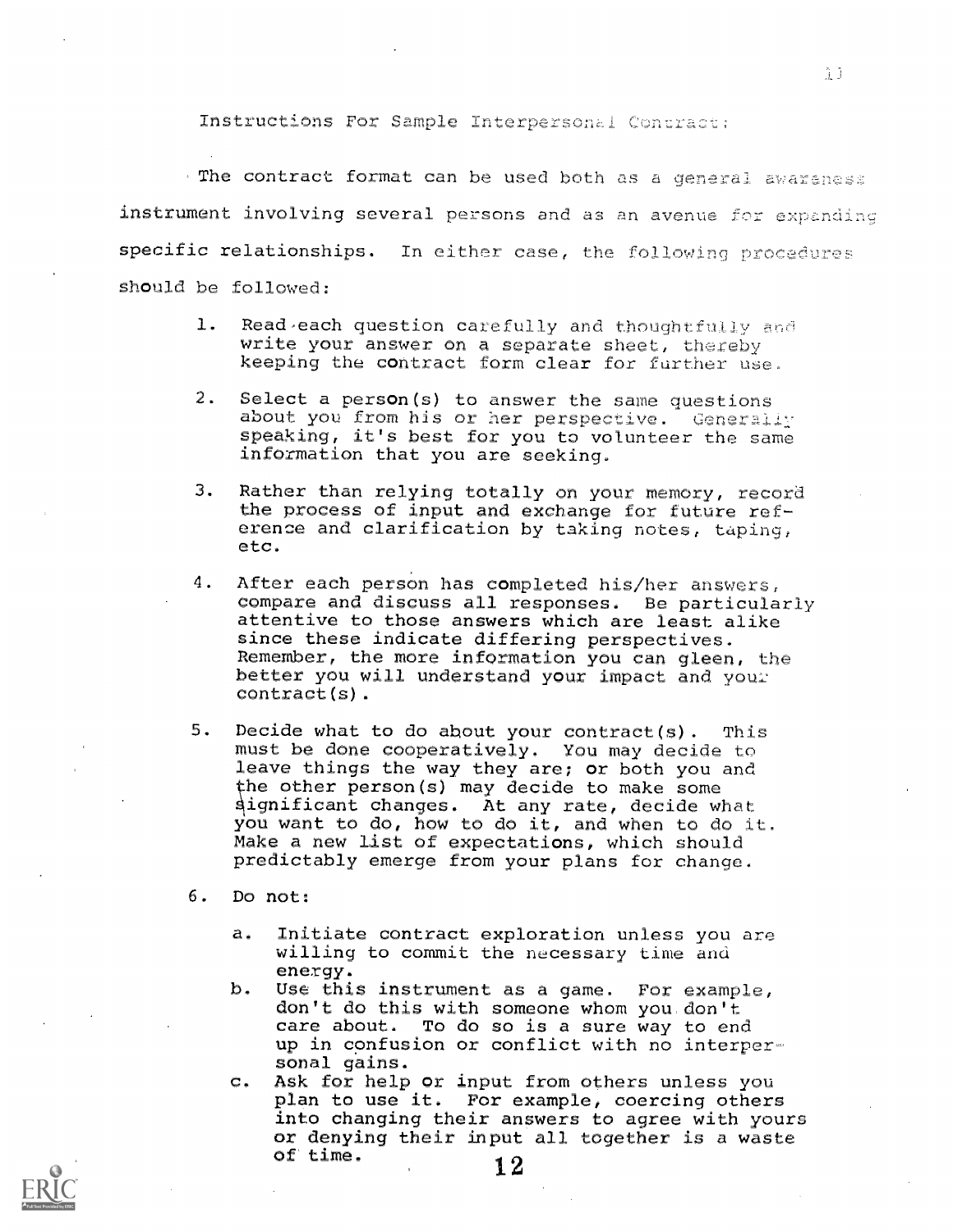Instructions For Sample Interpersonal Contract:

The contract format can be used both as a general awareness instrument involving several persons and as an avenue for expanding specific relationships. In either case, the following procedures should be followed:

1. Read each question carefully and thoughtfully and write your answer on a separate sheet, thereby keeping the contract form clear for further use.

2. Select a person(s) to answer the same questions about you from his or her perspective. Generally speaking, it's best for you to volunteer the same information that you are seeking.

3. Rather than relying totally on your memory, record the process of input and exchange for future reference and clarification by taking notes, taping, etc.

4. After each person has completed his/her answers, compare and discuss all responses. Be particularly attentive to those answers which are least alike since these indicate differing perspectives. Remember, the more information you can gleen, the better you will understand your impact and your contract(s).

5. Decide what to do about your contract(s). This must be done cooperatively. You may decide to leave things the way they are; or both you and the other person(s) may decide to make some significant changes. At any rate, decide what you want to do, how to do it, and when to do it. Make a new list of expectations, which should predictably emerge from your plans for change.

6. Do not:

   a. Initiate contract exploration unless you are willing to commit the necessary time and energy.
   b. Use this instrument as a game. For example, don't do this with someone whom you don't care about. To do so is a sure way to end up in confusion or conflict with no interpersonal gains.
   c. Ask for help or input from others unless you plan to use it. For example, coercing others into changing their answers to agree with yours or denying their input all together is a waste of time.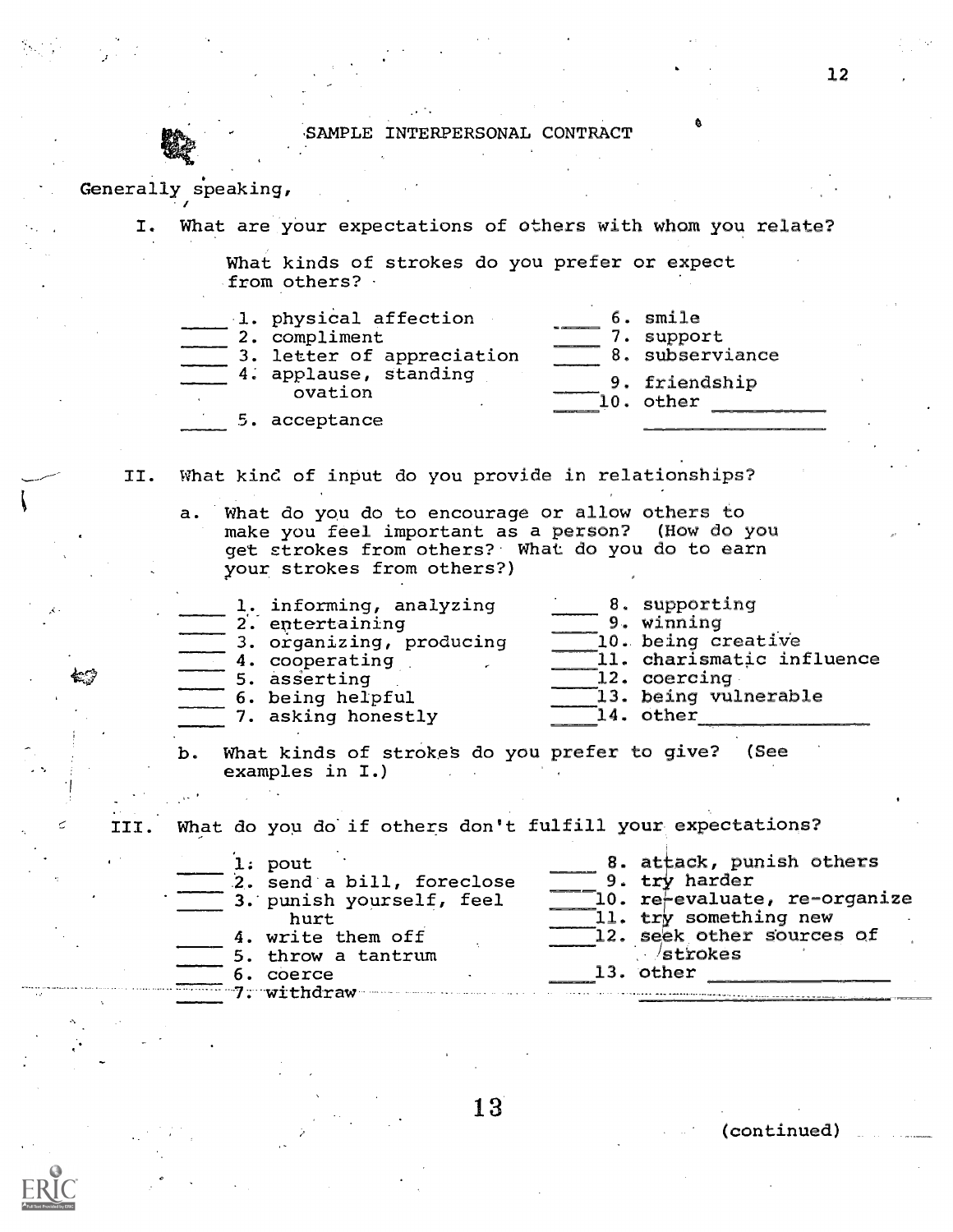## SAMPLE INTERPERSONAL CONTRACT

Generally speaking,

I. What are your expectations of others with whom you relate?

What kinds of strokes do you prefer or expect from others?

____ 1. physical affection
____ 2. compliment
____ 3. letter of appreciation
____ 4. applause, standing ovation
____ 5. acceptance
____ 6. smile
____ 7. support
____ 8. subserviance
____ 9. friendship
____ 10. other ____________

II. What kind of input do you provide in relationships?

a. What do you do to encourage or allow others to make you feel important as a person? (How do you get strokes from others? What do you do to earn your strokes from others?)

____ 1. informing, analyzing
____ 2. entertaining
____ 3. organizing, producing
____ 4. cooperating
____ 5. asserting
____ 6. being helpful
____ 7. asking honestly
____ 8. supporting
____ 9. winning
____ 10. being creative
____ 11. charismatic influence
____ 12. coercing
____ 13. being vulnerable
____ 14. other ____________

b. What kinds of strokes do you prefer to give? (See examples in I.)

III. What do you do if others don't fulfill your expectations?

____ 1. pout
____ 2. send a bill, foreclose
____ 3. punish yourself, feel hurt
____ 4. write them off
____ 5. throw a tantrum
____ 6. coerce
____ 7. withdraw
____ 8. attack, punish others
____ 9. try harder
____ 10. re-evaluate, re-organize
____ 11. try something new
____ 12. seek other sources of strokes
____ 13. other ____________

(continued)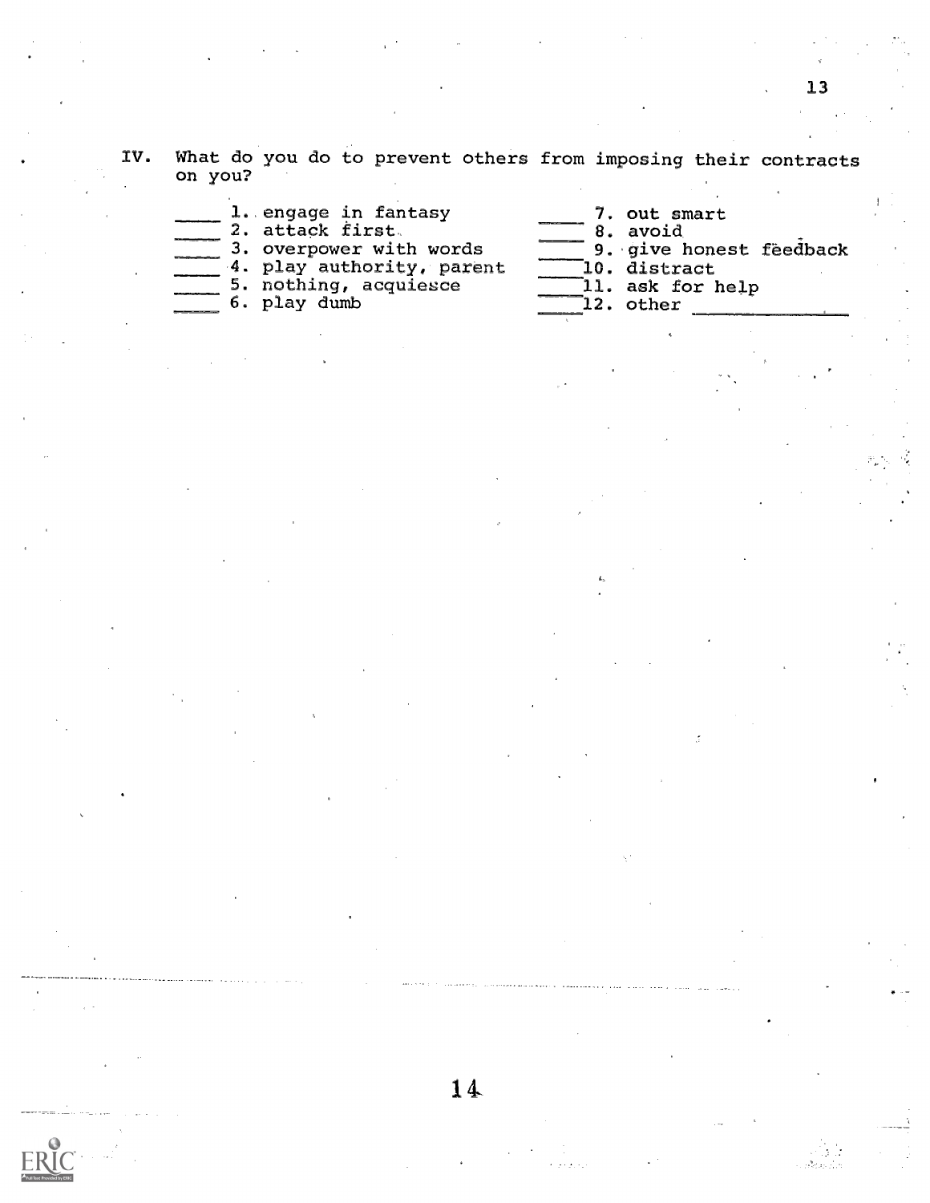IV. What do you do to prevent others from imposing their contracts on you?

____ 1. engage in fantasy
____ 2. attack first
____ 3. overpower with words
____ 4. play authority, parent
____ 5. nothing, acquiesce
____ 6. play dumb
____ 7. out smart
____ 8. avoid
____ 9. give honest feedback
____ 10. distract
____ 11. ask for help
____ 12. other ____________